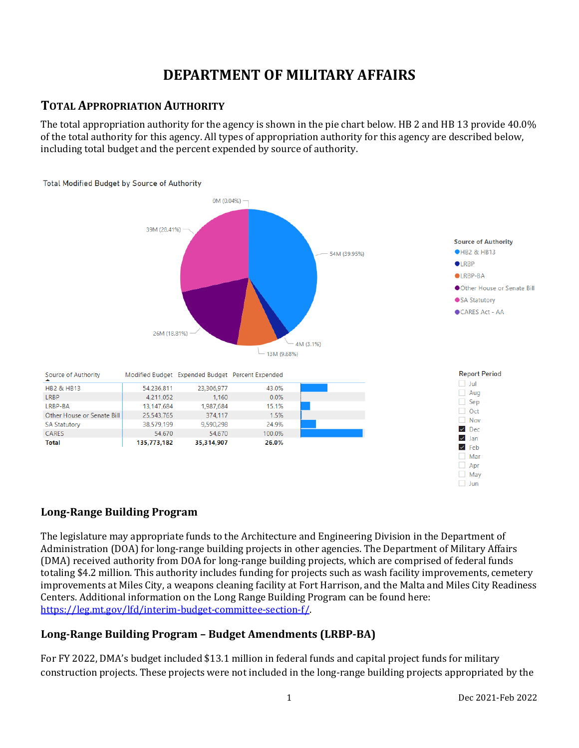# DEPARTMENT OF MILITARY AFFAIRS

## TOTAL APPROPRIATION AUTHORITY

The total appropriation authority for the agency is shown in the pie chart below. HB 2 and HB 13 provide 40.0% of the total authority for this agency. All types of appropriation authority for this agency are described below, including total budget and the percent expended by source of authority.

Total Modified Budget by Source of Authority

| Source of Authority | Modified Budget | Expended Budget | Percent Expended |
|---|---|---|---|
| HB2 & HB13 | 54,236,811 | 23,306,977 | 43.0% |
| LRBP | 4,211,052 | 1,160 | 0.0% |
| LRBP-BA | 13,147,684 | 1,987,684 | 15.1% |
| Other House or Senate Bill | 25,543,765 | 374,117 | 1.5% |
| SA Statutory | 38,579,199 | 9,590,298 | 24.9% |
| CARES | 54,670 | 54,670 | 100.0% |
| **Total** | **135,773,182** | **35,314,907** | **26.0%** |

Report Period: Dec, Jan, Feb

### Long-Range Building Program

The legislature may appropriate funds to the Architecture and Engineering Division in the Department of Administration (DOA) for long-range building projects in other agencies. The Department of Military Affairs (DMA) received authority from DOA for long-range building projects, which are comprised of federal funds totaling $4.2 million. This authority includes funding for projects such as wash facility improvements, cemetery improvements at Miles City, a weapons cleaning facility at Fort Harrison, and the Malta and Miles City Readiness Centers. Additional information on the Long Range Building Program can be found here: [https://leg.mt.gov/lfd/interim-budget-committee-section-f/](https://leg.mt.gov/lfd/interim-budget-committee-section-f/).

### Long-Range Building Program – Budget Amendments (LRBP-BA)

For FY 2022, DMA's budget included $13.1 million in federal funds and capital project funds for military construction projects. These projects were not included in the long-range building projects appropriated by the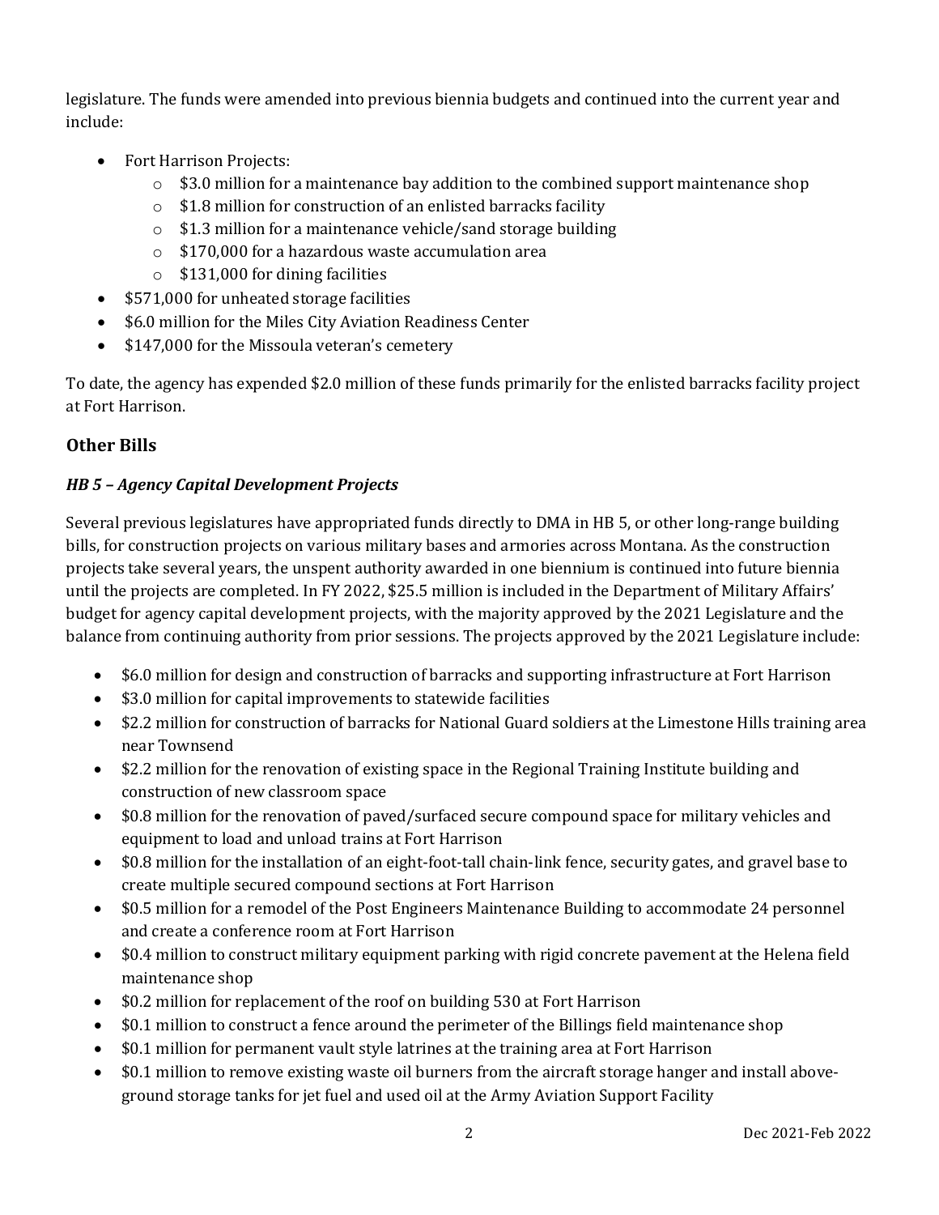legislature. The funds were amended into previous biennia budgets and continued into the current year and include:

- Fort Harrison Projects:
  - $3.0 million for a maintenance bay addition to the combined support maintenance shop
  - $1.8 million for construction of an enlisted barracks facility
  - $1.3 million for a maintenance vehicle/sand storage building
  - $170,000 for a hazardous waste accumulation area
  - $131,000 for dining facilities
- $571,000 for unheated storage facilities
- $6.0 million for the Miles City Aviation Readiness Center
- $147,000 for the Missoula veteran's cemetery

To date, the agency has expended $2.0 million of these funds primarily for the enlisted barracks facility project at Fort Harrison.

## Other Bills

### *HB 5 – Agency Capital Development Projects*

Several previous legislatures have appropriated funds directly to DMA in HB 5, or other long-range building bills, for construction projects on various military bases and armories across Montana. As the construction projects take several years, the unspent authority awarded in one biennium is continued into future biennia until the projects are completed. In FY 2022, $25.5 million is included in the Department of Military Affairs' budget for agency capital development projects, with the majority approved by the 2021 Legislature and the balance from continuing authority from prior sessions. The projects approved by the 2021 Legislature include:

- $6.0 million for design and construction of barracks and supporting infrastructure at Fort Harrison
- $3.0 million for capital improvements to statewide facilities
- $2.2 million for construction of barracks for National Guard soldiers at the Limestone Hills training area near Townsend
- $2.2 million for the renovation of existing space in the Regional Training Institute building and construction of new classroom space
- $0.8 million for the renovation of paved/surfaced secure compound space for military vehicles and equipment to load and unload trains at Fort Harrison
- $0.8 million for the installation of an eight-foot-tall chain-link fence, security gates, and gravel base to create multiple secured compound sections at Fort Harrison
- $0.5 million for a remodel of the Post Engineers Maintenance Building to accommodate 24 personnel and create a conference room at Fort Harrison
- $0.4 million to construct military equipment parking with rigid concrete pavement at the Helena field maintenance shop
- $0.2 million for replacement of the roof on building 530 at Fort Harrison
- $0.1 million to construct a fence around the perimeter of the Billings field maintenance shop
- $0.1 million for permanent vault style latrines at the training area at Fort Harrison
- $0.1 million to remove existing waste oil burners from the aircraft storage hanger and install above-ground storage tanks for jet fuel and used oil at the Army Aviation Support Facility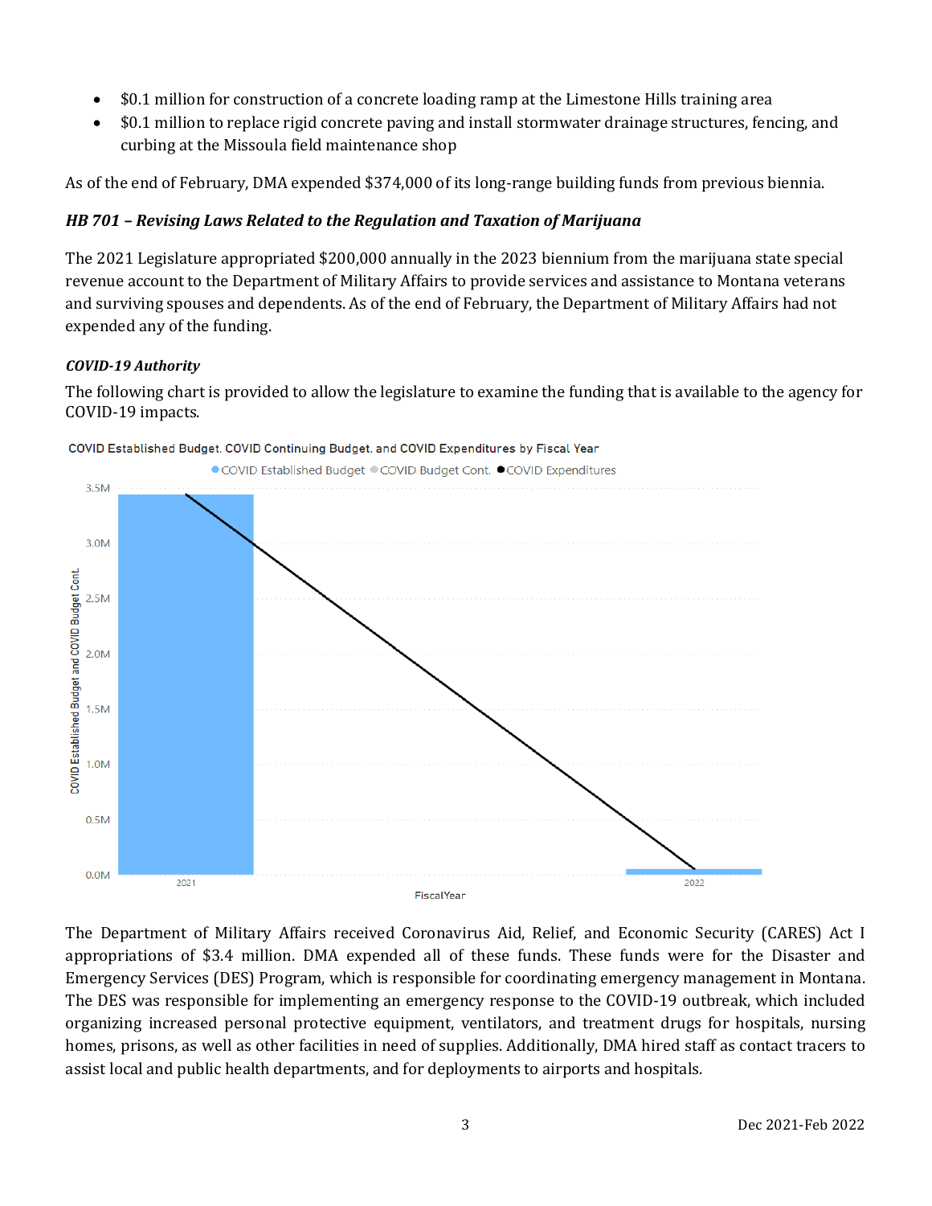- $0.1 million for construction of a concrete loading ramp at the Limestone Hills training area
- $0.1 million to replace rigid concrete paving and install stormwater drainage structures, fencing, and curbing at the Missoula field maintenance shop

As of the end of February, DMA expended $374,000 of its long-range building funds from previous biennia.

### *HB 701 – Revising Laws Related to the Regulation and Taxation of Marijuana*

The 2021 Legislature appropriated $200,000 annually in the 2023 biennium from the marijuana state special revenue account to the Department of Military Affairs to provide services and assistance to Montana veterans and surviving spouses and dependents. As of the end of February, the Department of Military Affairs had not expended any of the funding.

#### *COVID-19 Authority*

The following chart is provided to allow the legislature to examine the funding that is available to the agency for COVID-19 impacts.

COVID Established Budget, COVID Continuing Budget, and COVID Expenditures by Fiscal Year

The Department of Military Affairs received Coronavirus Aid, Relief, and Economic Security (CARES) Act I appropriations of $3.4 million. DMA expended all of these funds. These funds were for the Disaster and Emergency Services (DES) Program, which is responsible for coordinating emergency management in Montana. The DES was responsible for implementing an emergency response to the COVID-19 outbreak, which included organizing increased personal protective equipment, ventilators, and treatment drugs for hospitals, nursing homes, prisons, as well as other facilities in need of supplies. Additionally, DMA hired staff as contact tracers to assist local and public health departments, and for deployments to airports and hospitals.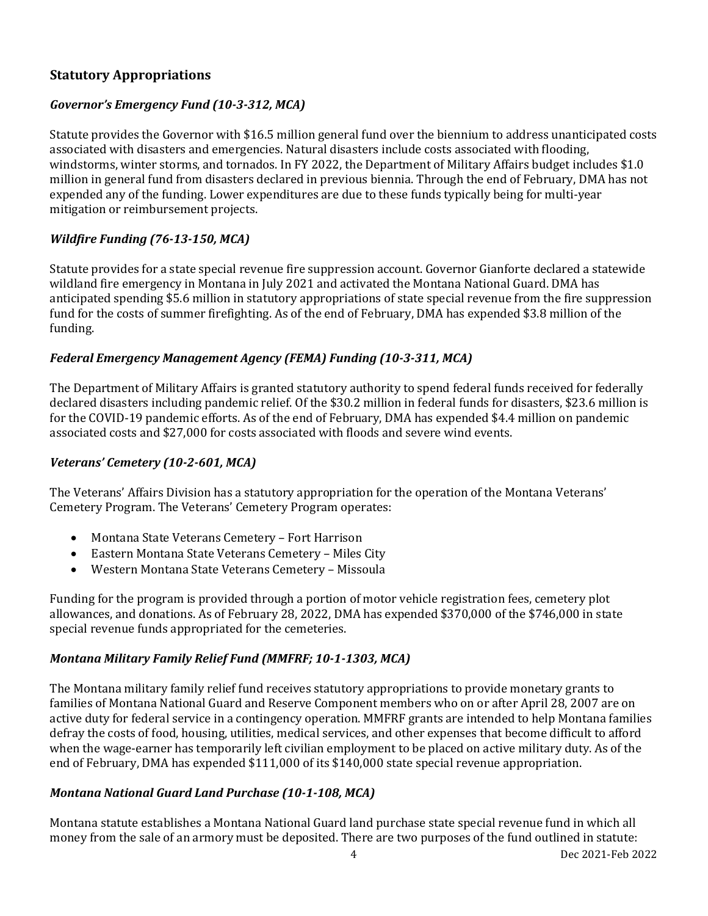## Statutory Appropriations

### *Governor's Emergency Fund (10-3-312, MCA)*

Statute provides the Governor with $16.5 million general fund over the biennium to address unanticipated costs associated with disasters and emergencies. Natural disasters include costs associated with flooding, windstorms, winter storms, and tornados. In FY 2022, the Department of Military Affairs budget includes $1.0 million in general fund from disasters declared in previous biennia. Through the end of February, DMA has not expended any of the funding. Lower expenditures are due to these funds typically being for multi-year mitigation or reimbursement projects.

### *Wildfire Funding (76-13-150, MCA)*

Statute provides for a state special revenue fire suppression account. Governor Gianforte declared a statewide wildland fire emergency in Montana in July 2021 and activated the Montana National Guard. DMA has anticipated spending $5.6 million in statutory appropriations of state special revenue from the fire suppression fund for the costs of summer firefighting. As of the end of February, DMA has expended $3.8 million of the funding.

### *Federal Emergency Management Agency (FEMA) Funding (10-3-311, MCA)*

The Department of Military Affairs is granted statutory authority to spend federal funds received for federally declared disasters including pandemic relief. Of the $30.2 million in federal funds for disasters, $23.6 million is for the COVID-19 pandemic efforts. As of the end of February, DMA has expended $4.4 million on pandemic associated costs and $27,000 for costs associated with floods and severe wind events.

### *Veterans' Cemetery (10-2-601, MCA)*

The Veterans' Affairs Division has a statutory appropriation for the operation of the Montana Veterans' Cemetery Program. The Veterans' Cemetery Program operates:

- Montana State Veterans Cemetery – Fort Harrison
- Eastern Montana State Veterans Cemetery – Miles City
- Western Montana State Veterans Cemetery – Missoula

Funding for the program is provided through a portion of motor vehicle registration fees, cemetery plot allowances, and donations. As of February 28, 2022, DMA has expended $370,000 of the $746,000 in state special revenue funds appropriated for the cemeteries.

### *Montana Military Family Relief Fund (MMFRF; 10-1-1303, MCA)*

The Montana military family relief fund receives statutory appropriations to provide monetary grants to families of Montana National Guard and Reserve Component members who on or after April 28, 2007 are on active duty for federal service in a contingency operation. MMFRF grants are intended to help Montana families defray the costs of food, housing, utilities, medical services, and other expenses that become difficult to afford when the wage-earner has temporarily left civilian employment to be placed on active military duty. As of the end of February, DMA has expended $111,000 of its $140,000 state special revenue appropriation.

### *Montana National Guard Land Purchase (10-1-108, MCA)*

Montana statute establishes a Montana National Guard land purchase state special revenue fund in which all money from the sale of an armory must be deposited. There are two purposes of the fund outlined in statute: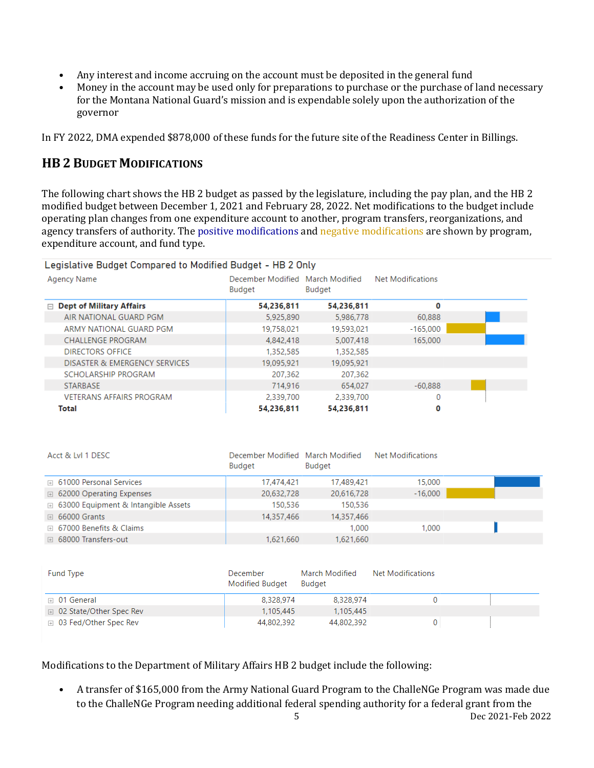- Any interest and income accruing on the account must be deposited in the general fund
- Money in the account may be used only for preparations to purchase or the purchase of land necessary for the Montana National Guard's mission and is expendable solely upon the authorization of the governor

In FY 2022, DMA expended $878,000 of these funds for the future site of the Readiness Center in Billings.

## HB 2 Budget Modifications

The following chart shows the HB 2 budget as passed by the legislature, including the pay plan, and the HB 2 modified budget between December 1, 2021 and February 28, 2022. Net modifications to the budget include operating plan changes from one expenditure account to another, program transfers, reorganizations, and agency transfers of authority. The positive modifications and negative modifications are shown by program, expenditure account, and fund type.

**Legislative Budget Compared to Modified Budget - HB 2 Only**

| Agency Name | December Modified Budget | March Modified Budget | Net Modifications |
|---|---|---|---|
| **Dept of Military Affairs** | **54,236,811** | **54,236,811** | **0** |
| AIR NATIONAL GUARD PGM | 5,925,890 | 5,986,778 | 60,888 |
| ARMY NATIONAL GUARD PGM | 19,758,021 | 19,593,021 | -165,000 |
| CHALLENGE PROGRAM | 4,842,418 | 5,007,418 | 165,000 |
| DIRECTORS OFFICE | 1,352,585 | 1,352,585 | |
| DISASTER & EMERGENCY SERVICES | 19,095,921 | 19,095,921 | |
| SCHOLARSHIP PROGRAM | 207,362 | 207,362 | |
| STARBASE | 714,916 | 654,027 | -60,888 |
| VETERANS AFFAIRS PROGRAM | 2,339,700 | 2,339,700 | 0 |
| **Total** | **54,236,811** | **54,236,811** | **0** |

| Acct & Lvl 1 DESC | December Modified Budget | March Modified Budget | Net Modifications |
|---|---|---|---|
| 61000 Personal Services | 17,474,421 | 17,489,421 | 15,000 |
| 62000 Operating Expenses | 20,632,728 | 20,616,728 | -16,000 |
| 63000 Equipment & Intangible Assets | 150,536 | 150,536 | |
| 66000 Grants | 14,357,466 | 14,357,466 | |
| 67000 Benefits & Claims | | 1,000 | 1,000 |
| 68000 Transfers-out | 1,621,660 | 1,621,660 | |

| Fund Type | December Modified Budget | March Modified Budget | Net Modifications |
|---|---|---|---|
| 01 General | 8,328,974 | 8,328,974 | 0 |
| 02 State/Other Spec Rev | 1,105,445 | 1,105,445 | |
| 03 Fed/Other Spec Rev | 44,802,392 | 44,802,392 | 0 |

Modifications to the Department of Military Affairs HB 2 budget include the following:

- A transfer of $165,000 from the Army National Guard Program to the ChalleNGe Program was made due to the ChalleNGe Program needing additional federal spending authority for a federal grant from the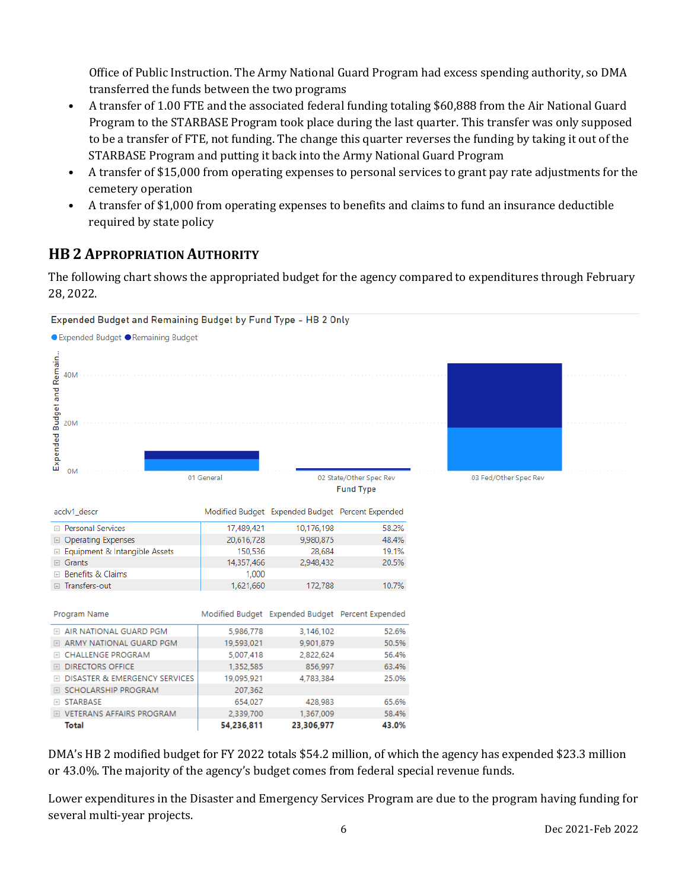Office of Public Instruction. The Army National Guard Program had excess spending authority, so DMA transferred the funds between the two programs

- A transfer of 1.00 FTE and the associated federal funding totaling $60,888 from the Air National Guard Program to the STARBASE Program took place during the last quarter. This transfer was only supposed to be a transfer of FTE, not funding. The change this quarter reverses the funding by taking it out of the STARBASE Program and putting it back into the Army National Guard Program
- A transfer of $15,000 from operating expenses to personal services to grant pay rate adjustments for the cemetery operation
- A transfer of $1,000 from operating expenses to benefits and claims to fund an insurance deductible required by state policy

## HB 2 Appropriation Authority

The following chart shows the appropriated budget for the agency compared to expenditures through February 28, 2022.

Expended Budget and Remaining Budget by Fund Type - HB 2 Only

Expended Budget / Remaining Budget

Expended Budget and Remain...: 40M, 20M, 0M

Fund Type: 01 General, 02 State/Other Spec Rev, 03 Fed/Other Spec Rev

| acclv1_descr | Modified Budget | Expended Budget | Percent Expended |
|---|---|---|---|
| Personal Services | 17,489,421 | 10,176,198 | 58.2% |
| Operating Expenses | 20,616,728 | 9,980,875 | 48.4% |
| Equipment & Intangible Assets | 150,536 | 28,684 | 19.1% |
| Grants | 14,357,466 | 2,948,432 | 20.5% |
| Benefits & Claims | 1,000 | | |
| Transfers-out | 1,621,660 | 172,788 | 10.7% |

| Program Name | Modified Budget | Expended Budget | Percent Expended |
|---|---|---|---|
| AIR NATIONAL GUARD PGM | 5,986,778 | 3,146,102 | 52.6% |
| ARMY NATIONAL GUARD PGM | 19,593,021 | 9,901,879 | 50.5% |
| CHALLENGE PROGRAM | 5,007,418 | 2,822,624 | 56.4% |
| DIRECTORS OFFICE | 1,352,585 | 856,997 | 63.4% |
| DISASTER & EMERGENCY SERVICES | 19,095,921 | 4,783,384 | 25.0% |
| SCHOLARSHIP PROGRAM | 207,362 | | |
| STARBASE | 654,027 | 428,983 | 65.6% |
| VETERANS AFFAIRS PROGRAM | 2,339,700 | 1,367,009 | 58.4% |
| **Total** | **54,236,811** | **23,306,977** | **43.0%** |

DMA's HB 2 modified budget for FY 2022 totals $54.2 million, of which the agency has expended $23.3 million or 43.0%. The majority of the agency's budget comes from federal special revenue funds.

Lower expenditures in the Disaster and Emergency Services Program are due to the program having funding for several multi-year projects.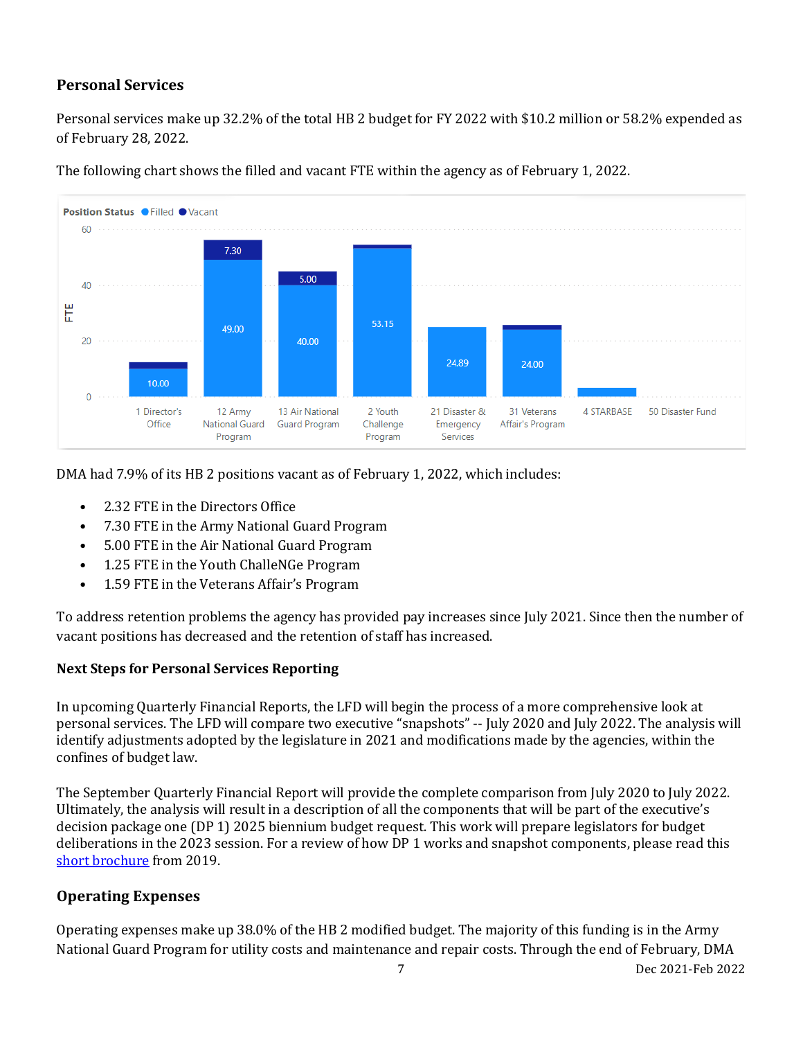## Personal Services

Personal services make up 32.2% of the total HB 2 budget for FY 2022 with $10.2 million or 58.2% expended as of February 28, 2022.

The following chart shows the filled and vacant FTE within the agency as of February 1, 2022.

Position Status: Filled, Vacant

| Program | Filled | Vacant |
|---|---|---|
| 1 Director's Office | 10.00 | |
| 12 Army National Guard Program | 49.00 | 7.30 |
| 13 Air National Guard Program | 40.00 | 5.00 |
| 2 Youth Challenge Program | 53.15 | |
| 21 Disaster & Emergency Services | 24.89 | |
| 31 Veterans Affair's Program | 24.00 | |
| 4 STARBASE | | |
| 50 Disaster Fund | | |

DMA had 7.9% of its HB 2 positions vacant as of February 1, 2022, which includes:

- 2.32 FTE in the Directors Office
- 7.30 FTE in the Army National Guard Program
- 5.00 FTE in the Air National Guard Program
- 1.25 FTE in the Youth ChalleNGe Program
- 1.59 FTE in the Veterans Affair's Program

To address retention problems the agency has provided pay increases since July 2021. Since then the number of vacant positions has decreased and the retention of staff has increased.

### Next Steps for Personal Services Reporting

In upcoming Quarterly Financial Reports, the LFD will begin the process of a more comprehensive look at personal services. The LFD will compare two executive "snapshots" -- July 2020 and July 2022. The analysis will identify adjustments adopted by the legislature in 2021 and modifications made by the agencies, within the confines of budget law.

The September Quarterly Financial Report will provide the complete comparison from July 2020 to July 2022. Ultimately, the analysis will result in a description of all the components that will be part of the executive's decision package one (DP 1) 2025 biennium budget request. This work will prepare legislators for budget deliberations in the 2023 session. For a review of how DP 1 works and snapshot components, please read this short brochure from 2019.

## Operating Expenses

Operating expenses make up 38.0% of the HB 2 modified budget. The majority of this funding is in the Army National Guard Program for utility costs and maintenance and repair costs. Through the end of February, DMA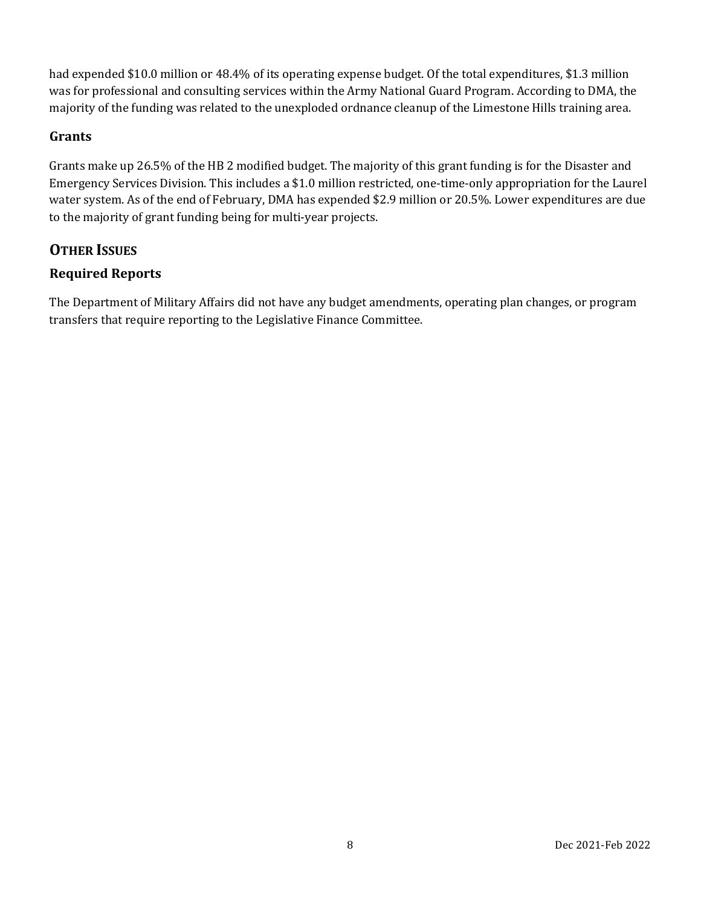had expended $10.0 million or 48.4% of its operating expense budget. Of the total expenditures, $1.3 million was for professional and consulting services within the Army National Guard Program. According to DMA, the majority of the funding was related to the unexploded ordnance cleanup of the Limestone Hills training area.

### Grants

Grants make up 26.5% of the HB 2 modified budget. The majority of this grant funding is for the Disaster and Emergency Services Division. This includes a $1.0 million restricted, one-time-only appropriation for the Laurel water system. As of the end of February, DMA has expended $2.9 million or 20.5%. Lower expenditures are due to the majority of grant funding being for multi-year projects.

## OTHER ISSUES

### Required Reports

The Department of Military Affairs did not have any budget amendments, operating plan changes, or program transfers that require reporting to the Legislative Finance Committee.